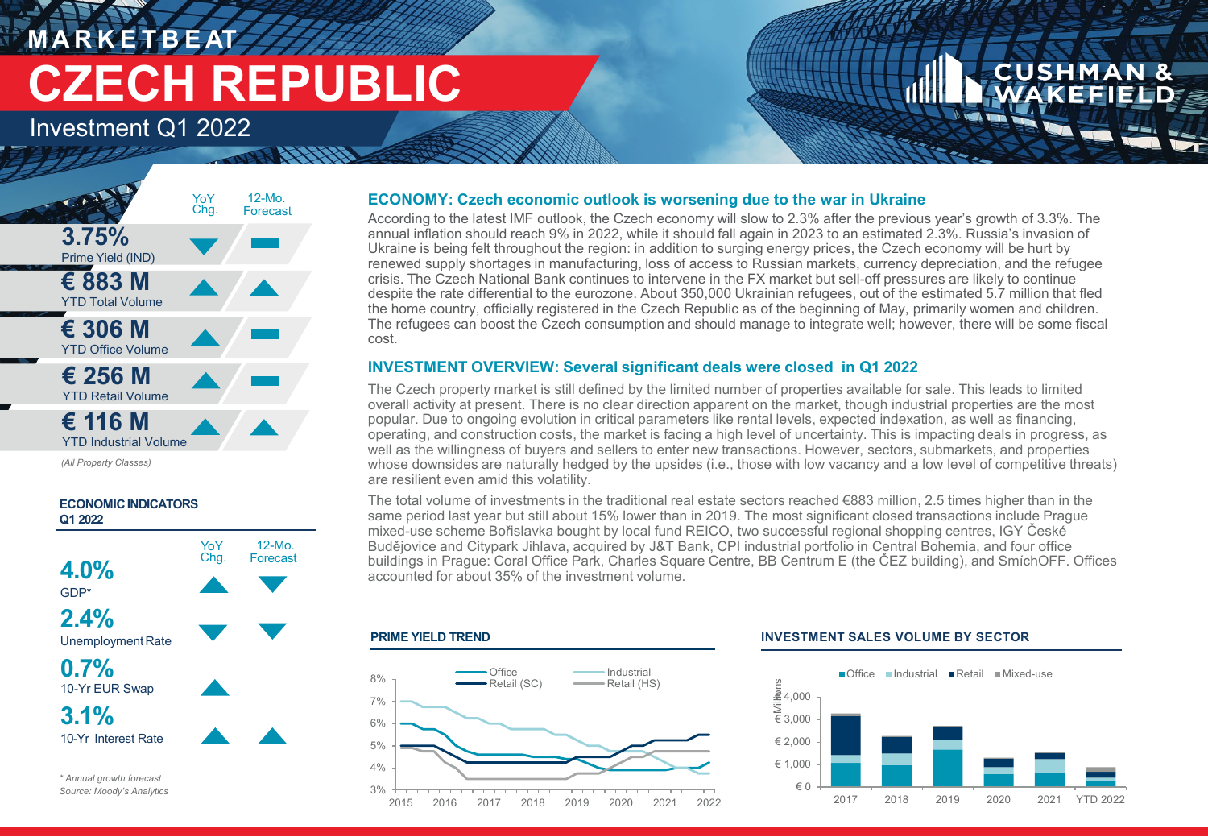# MARKETBEAT

# CZECH REPUBLIC

## Investment Q1 2022

| | YoY Chg. | 12-Mo. Forecast |
|---|---|---|
| **3.75%** Prime Yield (IND) | ▼ | ▬ |
| **€ 883 M** YTD Total Volume | ▲ | ▲ |
| **€ 306 M** YTD Office Volume | ▲ | ▬ |
| **€ 256 M** YTD Retail Volume | ▲ | ▬ |
| **€ 116 M** YTD Industrial Volume | ▲ | ▲ |

*(All Property Classes)*

**ECONOMIC INDICATORS Q1 2022**

| | YoY Chg. | 12-Mo. Forecast |
|---|---|---|
| **4.0%** GDP* | ▲ | ▼ |
| **2.4%** Unemployment Rate | ▼ | ▼ |
| **0.7%** 10-Yr EUR Swap | ▲ | |
| **3.1%** 10-Yr Interest Rate | ▲ | ▲ |

*\* Annual growth forecast*
*Source: Moody's Analytics*

### ECONOMY: Czech economic outlook is worsening due to the war in Ukraine

According to the latest IMF outlook, the Czech economy will slow to 2.3% after the previous year's growth of 3.3%. The annual inflation should reach 9% in 2022, while it should fall again in 2023 to an estimated 2.3%. Russia's invasion of Ukraine is being felt throughout the region: in addition to surging energy prices, the Czech economy will be hurt by renewed supply shortages in manufacturing, loss of access to Russian markets, currency depreciation, and the refugee crisis. The Czech National Bank continues to intervene in the FX market but sell-off pressures are likely to continue despite the rate differential to the eurozone. About 350,000 Ukrainian refugees, out of the estimated 5.7 million that fled the home country, officially registered in the Czech Republic as of the beginning of May, primarily women and children. The refugees can boost the Czech consumption and should manage to integrate well; however, there will be some fiscal cost.

### INVESTMENT OVERVIEW: Several significant deals were closed in Q1 2022

The Czech property market is still defined by the limited number of properties available for sale. This leads to limited overall activity at present. There is no clear direction apparent on the market, though industrial properties are the most popular. Due to ongoing evolution in critical parameters like rental levels, expected indexation, as well as financing, operating, and construction costs, the market is facing a high level of uncertainty. This is impacting deals in progress, as well as the willingness of buyers and sellers to enter new transactions. However, sectors, submarkets, and properties whose downsides are naturally hedged by the upsides (i.e., those with low vacancy and a low level of competitive threats) are resilient even amid this volatility.

The total volume of investments in the traditional real estate sectors reached €883 million, 2.5 times higher than in the same period last year but still about 15% lower than in 2019. The most significant closed transactions include Prague mixed-use scheme Bořislavka bought by local fund REICO, two successful regional shopping centres, IGY České Budějovice and Citypark Jihlava, acquired by J&T Bank, CPI industrial portfolio in Central Bohemia, and four office buildings in Prague: Coral Office Park, Charles Square Centre, BB Centrum E (the ČEZ building), and SmíchOFF. Offices accounted for about 35% of the investment volume.

**PRIME YIELD TREND**

Legend: Office, Industrial, Retail (SC), Retail (HS). Y-axis: 3%–8%. X-axis: 2015–2022.

**INVESTMENT SALES VOLUME BY SECTOR**

Legend: Office, Industrial, Retail, Mixed-use. Y-axis: € 0 – € 4,000 (Millions). X-axis: 2017, 2018, 2019, 2020, 2021, YTD 2022.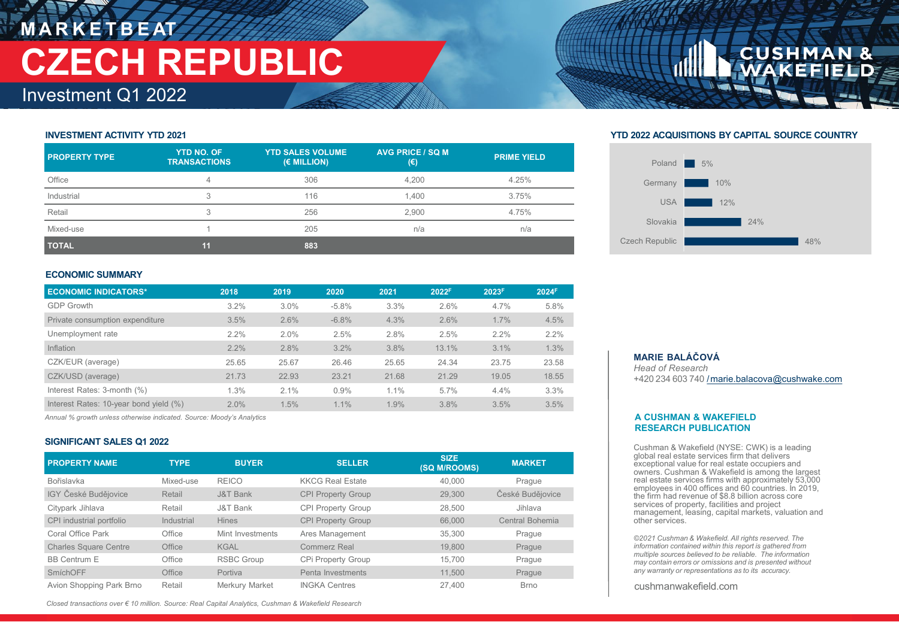# MARKETBEAT

# CZECH REPUBLIC

## Investment Q1 2022

CUSHMAN & WAKEFIELD

### INVESTMENT ACTIVITY YTD 2021

| PROPERTY TYPE | YTD NO. OF TRANSACTIONS | YTD SALES VOLUME (€ MILLION) | AVG PRICE / SQ M (€) | PRIME YIELD |
|---|---|---|---|---|
| Office | 4 | 306 | 4,200 | 4.25% |
| Industrial | 3 | 116 | 1,400 | 3.75% |
| Retail | 3 | 256 | 2,900 | 4.75% |
| Mixed-use | 1 | 205 | n/a | n/a |
| **TOTAL** | **11** | **883** | | |

### YTD 2022 ACQUISITIONS BY CAPITAL SOURCE COUNTRY

Poland 5%
Germany 10%
USA 12%
Slovakia 24%
Czech Republic 48%

### ECONOMIC SUMMARY

| ECONOMIC INDICATORS* | 2018 | 2019 | 2020 | 2021 | 2022F | 2023F | 2024F |
|---|---|---|---|---|---|---|---|
| GDP Growth | 3.2% | 3.0% | -5.8% | 3.3% | 2.6% | 4.7% | 5.8% |
| Private consumption expenditure | 3.5% | 2.6% | -6.8% | 4.3% | 2.6% | 1.7% | 4.5% |
| Unemployment rate | 2.2% | 2.0% | 2.5% | 2.8% | 2.5% | 2.2% | 2.2% |
| Inflation | 2.2% | 2.8% | 3.2% | 3.8% | 13.1% | 3.1% | 1.3% |
| CZK/EUR (average) | 25.65 | 25.67 | 26.46 | 25.65 | 24.34 | 23.75 | 23.58 |
| CZK/USD (average) | 21.73 | 22.93 | 23.21 | 21.68 | 21.29 | 19.05 | 18.55 |
| Interest Rates: 3-month (%) | 1.3% | 2.1% | 0.9% | 1.1% | 5.7% | 4.4% | 3.3% |
| Interest Rates: 10-year bond yield (%) | 2.0% | 1.5% | 1.1% | 1.9% | 3.8% | 3.5% | 3.5% |

*Annual % growth unless otherwise indicated. Source: Moody's Analytics*

### SIGNIFICANT SALES Q1 2022

| PROPERTY NAME | TYPE | BUYER | SELLER | SIZE (SQ M/ROOMS) | MARKET |
|---|---|---|---|---|---|
| Bořislavka | Mixed-use | REICO | KKCG Real Estate | 40,000 | Prague |
| IGY České Budějovice | Retail | J&T Bank | CPI Property Group | 29,300 | České Budějovice |
| Citypark Jihlava | Retail | J&T Bank | CPI Property Group | 28,500 | Jihlava |
| CPI industrial portfolio | Industrial | Hines | CPI Property Group | 66,000 | Central Bohemia |
| Coral Office Park | Office | Mint Investments | Ares Management | 35,300 | Prague |
| Charles Square Centre | Office | KGAL | Commerz Real | 19,800 | Prague |
| BB Centrum E | Office | RSBC Group | CPi Property Group | 15,700 | Prague |
| SmíchOFF | Office | Portiva | Penta Investments | 11,500 | Prague |
| Avion Shopping Park Brno | Retail | Merkury Market | INGKA Centres | 27,400 | Brno |

*Closed transactions over € 10 million. Source: Real Capital Analytics, Cushman & Wakefield Research*

**MARIE BALÁČOVÁ**
*Head of Research*
+420 234 603 740 / marie.balacova@cushwake.com

**A CUSHMAN & WAKEFIELD RESEARCH PUBLICATION**

Cushman & Wakefield (NYSE: CWK) is a leading global real estate services firm that delivers exceptional value for real estate occupiers and owners. Cushman & Wakefield is among the largest real estate services firms with approximately 53,000 employees in 400 offices and 60 countries. In 2019, the firm had revenue of $8.8 billion across core services of property, facilities and project management, leasing, capital markets, valuation and other services.

*©2021 Cushman & Wakefield. All rights reserved. The information contained within this report is gathered from multiple sources believed to be reliable. The information may contain errors or omissions and is presented without any warranty or representations as to its accuracy.*

cushmanwakefield.com